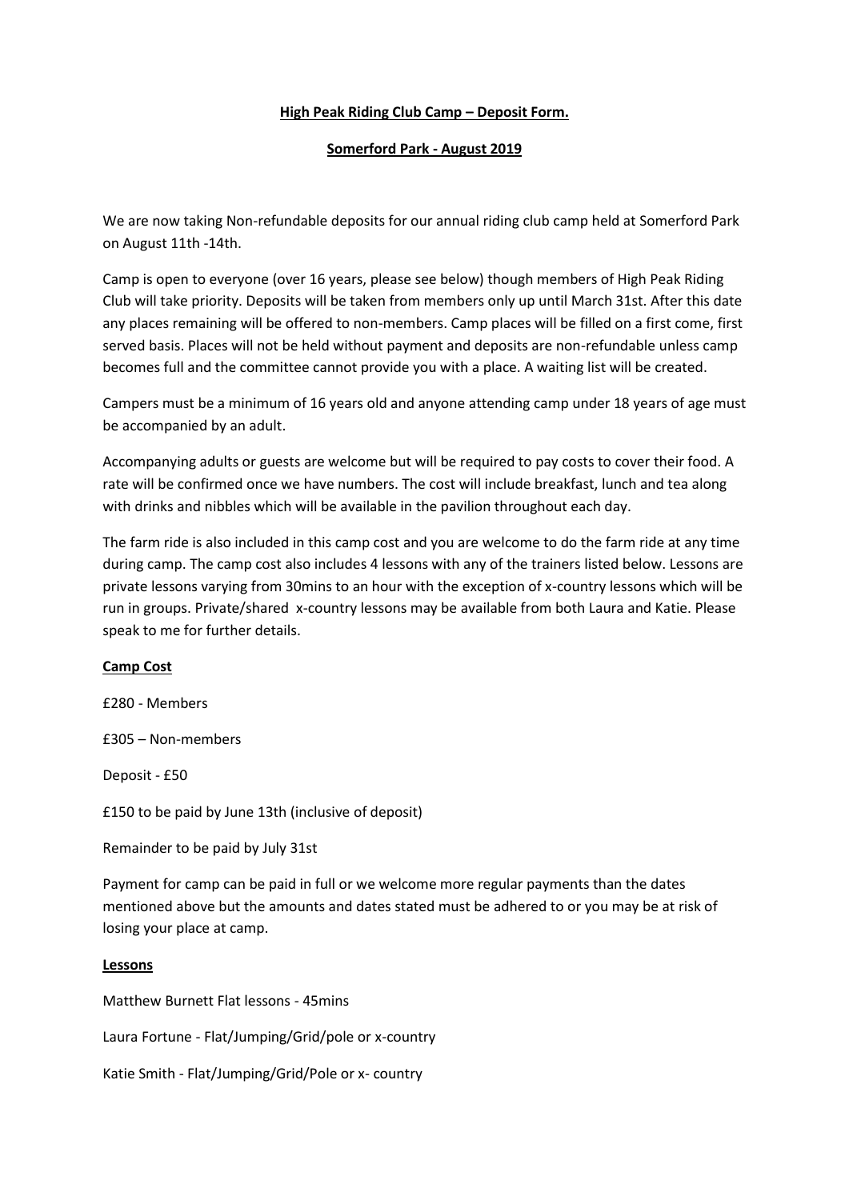**High Peak Riding Club Camp – Deposit Form.**

**Somerford Park - August 2019**

We are now taking Non-refundable deposits for our annual riding club camp held at Somerford Park on August 11th -14th.

Camp is open to everyone (over 16 years, please see below) though members of High Peak Riding Club will take priority. Deposits will be taken from members only up until March 31st. After this date any places remaining will be offered to non-members. Camp places will be filled on a first come, first served basis. Places will not be held without payment and deposits are non-refundable unless camp becomes full and the committee cannot provide you with a place. A waiting list will be created.

Campers must be a minimum of 16 years old and anyone attending camp under 18 years of age must be accompanied by an adult.

Accompanying adults or guests are welcome but will be required to pay costs to cover their food. A rate will be confirmed once we have numbers. The cost will include breakfast, lunch and tea along with drinks and nibbles which will be available in the pavilion throughout each day.

The farm ride is also included in this camp cost and you are welcome to do the farm ride at any time during camp. The camp cost also includes 4 lessons with any of the trainers listed below. Lessons are private lessons varying from 30mins to an hour with the exception of x-country lessons which will be run in groups. Private/shared x-country lessons may be available from both Laura and Katie. Please speak to me for further details.

**Camp Cost**

£280 - Members

£305 – Non-members

Deposit - £50

£150 to be paid by June 13th (inclusive of deposit)

Remainder to be paid by July 31st

Payment for camp can be paid in full or we welcome more regular payments than the dates mentioned above but the amounts and dates stated must be adhered to or you may be at risk of losing your place at camp.

**Lessons**

Matthew Burnett Flat lessons - 45mins

Laura Fortune - Flat/Jumping/Grid/pole or x-country

Katie Smith - Flat/Jumping/Grid/Pole or x- country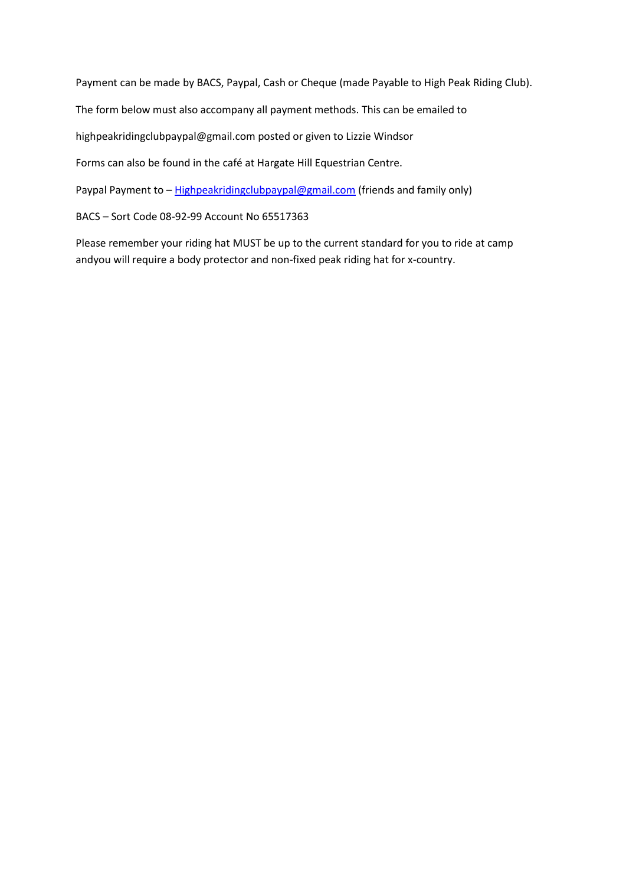Payment can be made by BACS, Paypal, Cash or Cheque (made Payable to High Peak Riding Club).

The form below must also accompany all payment methods. This can be emailed to

highpeakridingclubpaypal@gmail.com posted or given to Lizzie Windsor

Forms can also be found in the café at Hargate Hill Equestrian Centre.

Paypal Payment to – [Highpeakridingclubpaypal@gmail.com](mailto:Highpeakridingclubpaypal@gmail.com) (friends and family only)

BACS – Sort Code 08-92-99 Account No 65517363

Please remember your riding hat MUST be up to the current standard for you to ride at camp andyou will require a body protector and non-fixed peak riding hat for x-country.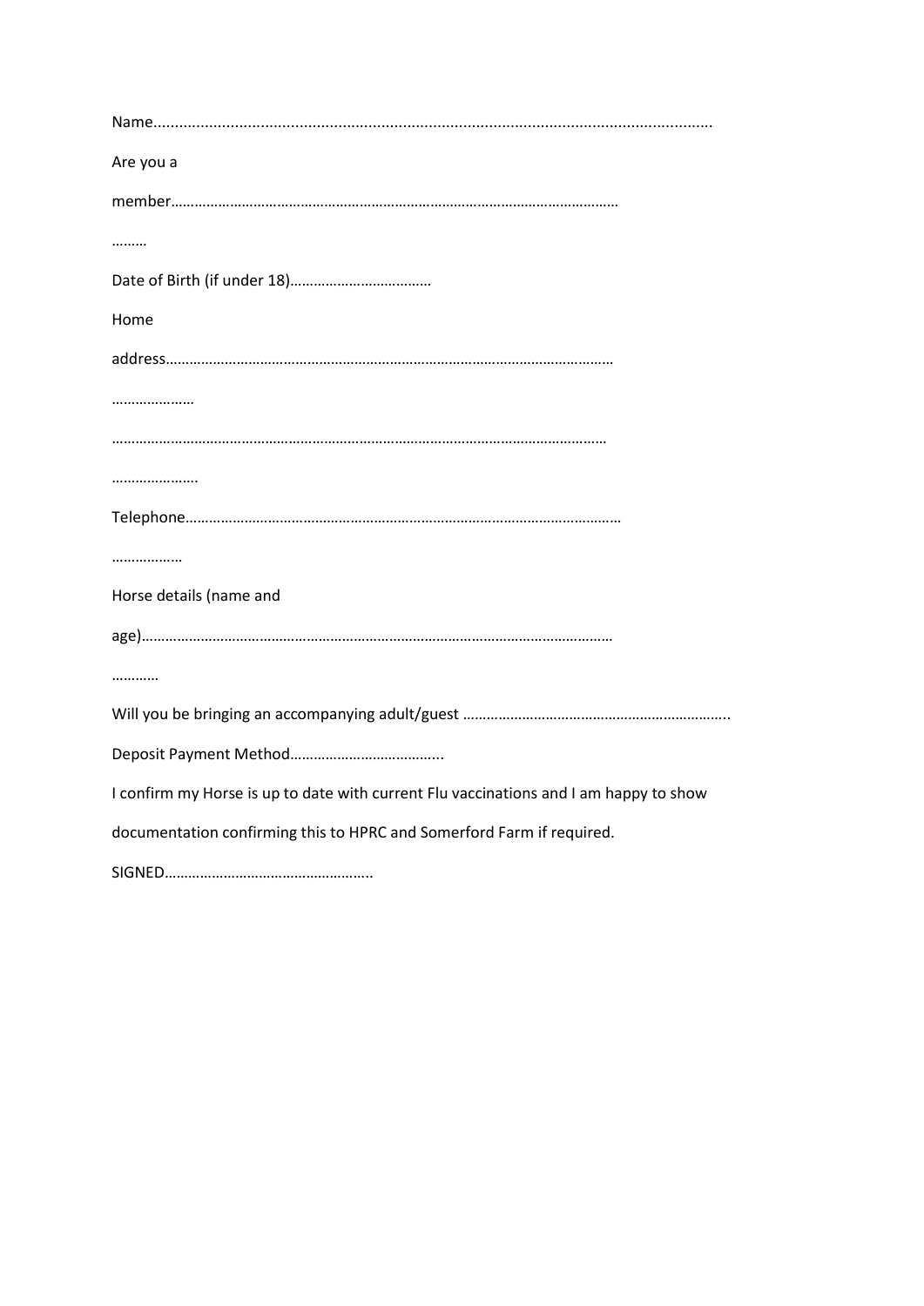Name...................................................................................................................................

Are you a

member………………………………………………………………………………………………………

………

Date of Birth (if under 18)………………………………

Home

address………………………………………………………………………………………………………

…………………

………………………………………………………………………………………………………………

………………….

Telephone…………………………………………………………………………………………………

………………

Horse details (name and

age)…………………………………………………………………………………………………………

…………

Will you be bringing an accompanying adult/guest …………………………………………………………..

Deposit Payment Method………………………………...

I confirm my Horse is up to date with current Flu vaccinations and I am happy to show documentation confirming this to HPRC and Somerford Farm if required.

SIGNED……………………………………………..